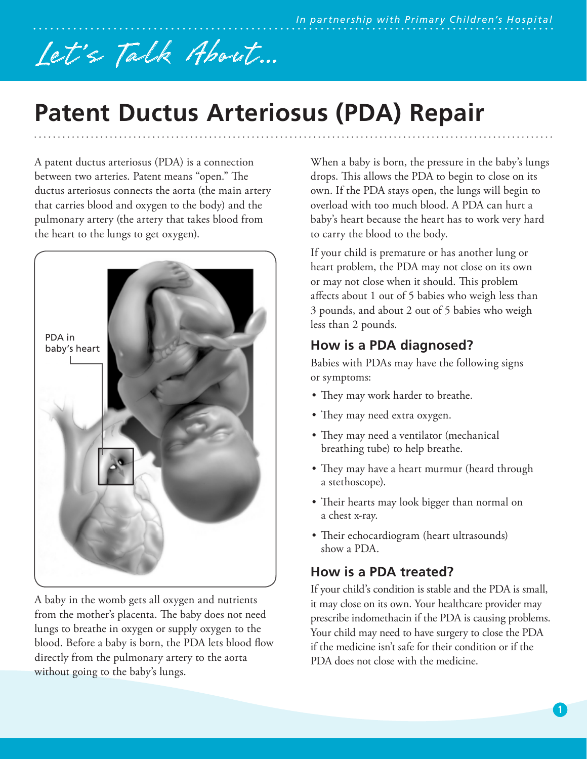# Patent Ductus Arteriosus (PDA) Repair

A patent ductus arteriosus (PDA) is a connection between two arteries. Patent means "open." The ductus arteriosus connects the aorta (the main artery that carries blood and oxygen to the body) and the pulmonary artery (the artery that takes blood from the heart to the lungs to get oxygen).

PDA in baby's heart

A baby in the womb gets all oxygen and nutrients from the mother's placenta. The baby does not need lungs to breathe in oxygen or supply oxygen to the blood. Before a baby is born, the PDA lets blood flow directly from the pulmonary artery to the aorta without going to the baby's lungs.

When a baby is born, the pressure in the baby's lungs drops. This allows the PDA to begin to close on its own. If the PDA stays open, the lungs will begin to overload with too much blood. A PDA can hurt a baby's heart because the heart has to work very hard to carry the blood to the body.

If your child is premature or has another lung or heart problem, the PDA may not close on its own or may not close when it should. This problem affects about 1 out of 5 babies who weigh less than 3 pounds, and about 2 out of 5 babies who weigh less than 2 pounds.

## How is a PDA diagnosed?

Babies with PDAs may have the following signs or symptoms:

- They may work harder to breathe.
- They may need extra oxygen.
- They may need a ventilator (mechanical breathing tube) to help breathe.
- They may have a heart murmur (heard through a stethoscope).
- Their hearts may look bigger than normal on a chest x-ray.
- Their echocardiogram (heart ultrasounds) show a PDA.

## How is a PDA treated?

If your child's condition is stable and the PDA is small, it may close on its own. Your healthcare provider may prescribe indomethacin if the PDA is causing problems. Your child may need to have surgery to close the PDA if the medicine isn't safe for their condition or if the PDA does not close with the medicine.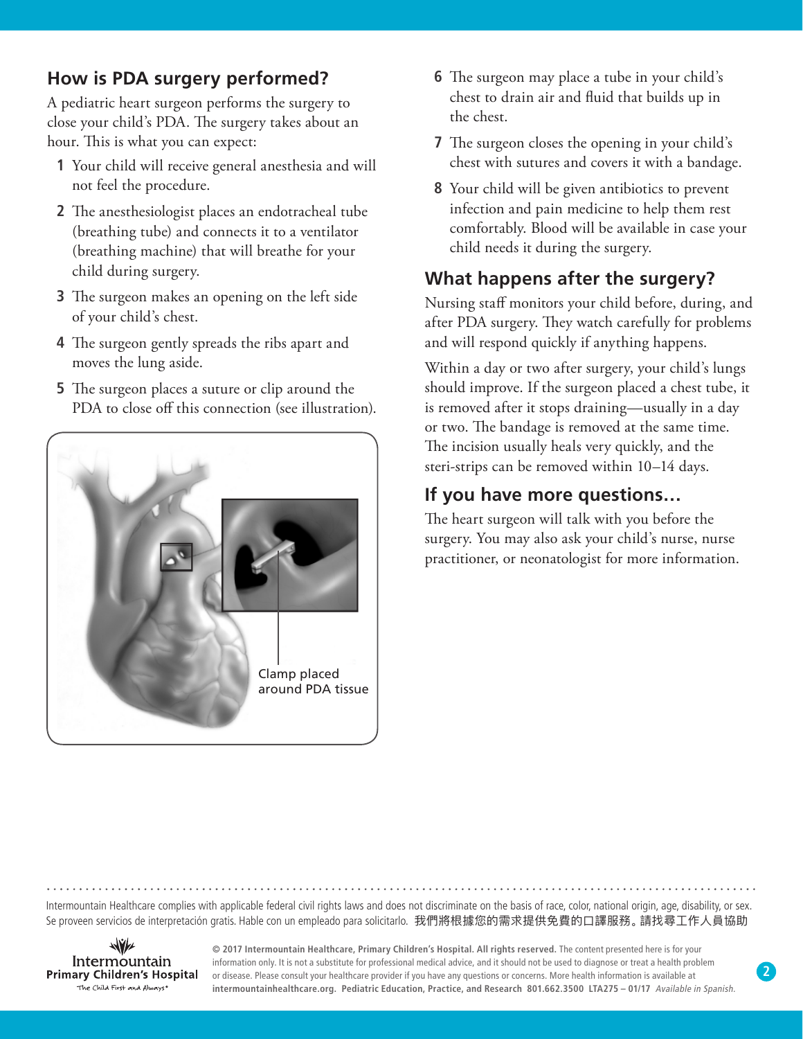## How is PDA surgery performed?

A pediatric heart surgeon performs the surgery to close your child's PDA. The surgery takes about an hour. This is what you can expect:

1. Your child will receive general anesthesia and will not feel the procedure.
2. The anesthesiologist places an endotracheal tube (breathing tube) and connects it to a ventilator (breathing machine) that will breathe for your child during surgery.
3. The surgeon makes an opening on the left side of your child's chest.
4. The surgeon gently spreads the ribs apart and moves the lung aside.
5. The surgeon places a suture or clip around the PDA to close off this connection (see illustration).

Clamp placed around PDA tissue

6. The surgeon may place a tube in your child's chest to drain air and fluid that builds up in the chest.
7. The surgeon closes the opening in your child's chest with sutures and covers it with a bandage.
8. Your child will be given antibiotics to prevent infection and pain medicine to help them rest comfortably. Blood will be available in case your child needs it during the surgery.

## What happens after the surgery?

Nursing staff monitors your child before, during, and after PDA surgery. They watch carefully for problems and will respond quickly if anything happens.

Within a day or two after surgery, your child's lungs should improve. If the surgeon placed a chest tube, it is removed after it stops draining—usually in a day or two. The bandage is removed at the same time. The incision usually heals very quickly, and the steri-strips can be removed within 10–14 days.

## If you have more questions…

The heart surgeon will talk with you before the surgery. You may also ask your child's nurse, nurse practitioner, or neonatologist for more information.

---

Intermountain Healthcare complies with applicable federal civil rights laws and does not discriminate on the basis of race, color, national origin, age, disability, or sex. Se proveen servicios de interpretación gratis. Hable con un empleado para solicitarlo. 我們將根據您的需求提供免費的口譯服務。請找尋工作人員協助

Intermountain Primary Children's Hospital — The Child First and Always®

**© 2017 Intermountain Healthcare, Primary Children's Hospital. All rights reserved.** The content presented here is for your information only. It is not a substitute for professional medical advice, and it should not be used to diagnose or treat a health problem or disease. Please consult your healthcare provider if you have any questions or concerns. More health information is available at **intermountainhealthcare.org. Pediatric Education, Practice, and Research 801.662.3500 LTA275 – 01/17** *Available in Spanish.*